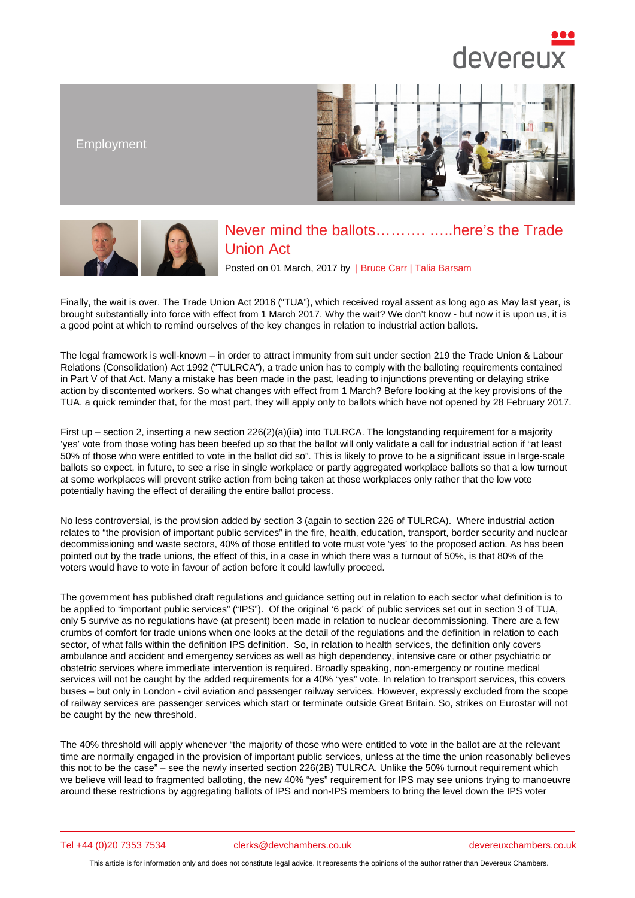Employment

# Never mind the ballots………. …..here's the Trade Union Act

Posted on 01 March, 2017 by | Bruce Carr | Talia Barsam

Finally, the wait is over. The Trade Union Act 2016 ("TUA"), which received royal assent as long ago as May last year, is brought substantially into force with effect from 1 March 2017. Why the wait? We don't know - but now it is upon us, it is a good point at which to remind ourselves of the key changes in relation to industrial action ballots.

The legal framework is well-known – in order to attract immunity from suit under section 219 the Trade Union & Labour Relations (Consolidation) Act 1992 ("TULRCA"), a trade union has to comply with the balloting requirements contained in Part V of that Act. Many a mistake has been made in the past, leading to injunctions preventing or delaying strike action by discontented workers. So what changes with effect from 1 March? Before looking at the key provisions of the TUA, a quick reminder that, for the most part, they will apply only to ballots which have not opened by 28 February 2017.

First up – section 2, inserting a new section 226(2)(a)(iia) into TULRCA. The longstanding requirement for a majority 'yes' vote from those voting has been beefed up so that the ballot will only validate a call for industrial action if "at least 50% of those who were entitled to vote in the ballot did so". This is likely to prove to be a significant issue in large-scale ballots so expect, in future, to see a rise in single workplace or partly aggregated workplace ballots so that a low turnout at some workplaces will prevent strike action from being taken at those workplaces only rather that the low vote potentially having the effect of derailing the entire ballot process.

No less controversial, is the provision added by section 3 (again to section 226 of TULRCA). Where industrial action relates to "the provision of important public services" in the fire, health, education, transport, border security and nuclear decommissioning and waste sectors, 40% of those entitled to vote must vote 'yes' to the proposed action. As has been pointed out by the trade unions, the effect of this, in a case in which there was a turnout of 50%, is that 80% of the voters would have to vote in favour of action before it could lawfully proceed.

The government has published draft regulations and guidance setting out in relation to each sector what definition is to be applied to "important public services" ("IPS"). Of the original '6 pack' of public services set out in section 3 of TUA, only 5 survive as no regulations have (at present) been made in relation to nuclear decommissioning. There are a few crumbs of comfort for trade unions when one looks at the detail of the regulations and the definition in relation to each sector, of what falls within the definition IPS definition. So, in relation to health services, the definition only covers ambulance and accident and emergency services as well as high dependency, intensive care or other psychiatric or obstetric services where immediate intervention is required. Broadly speaking, non-emergency or routine medical services will not be caught by the added requirements for a 40% "yes" vote. In relation to transport services, this covers buses – but only in London - civil aviation and passenger railway services. However, expressly excluded from the scope of railway services are passenger services which start or terminate outside Great Britain. So, strikes on Eurostar will not be caught by the new threshold.

The 40% threshold will apply whenever "the majority of those who were entitled to vote in the ballot are at the relevant time are normally engaged in the provision of important public services, unless at the time the union reasonably believes this not to be the case" – see the newly inserted section 226(2B) TULRCA. Unlike the 50% turnout requirement which we believe will lead to fragmented balloting, the new 40% "yes" requirement for IPS may see unions trying to manoeuvre around these restrictions by aggregating ballots of IPS and non-IPS members to bring the level down the IPS voter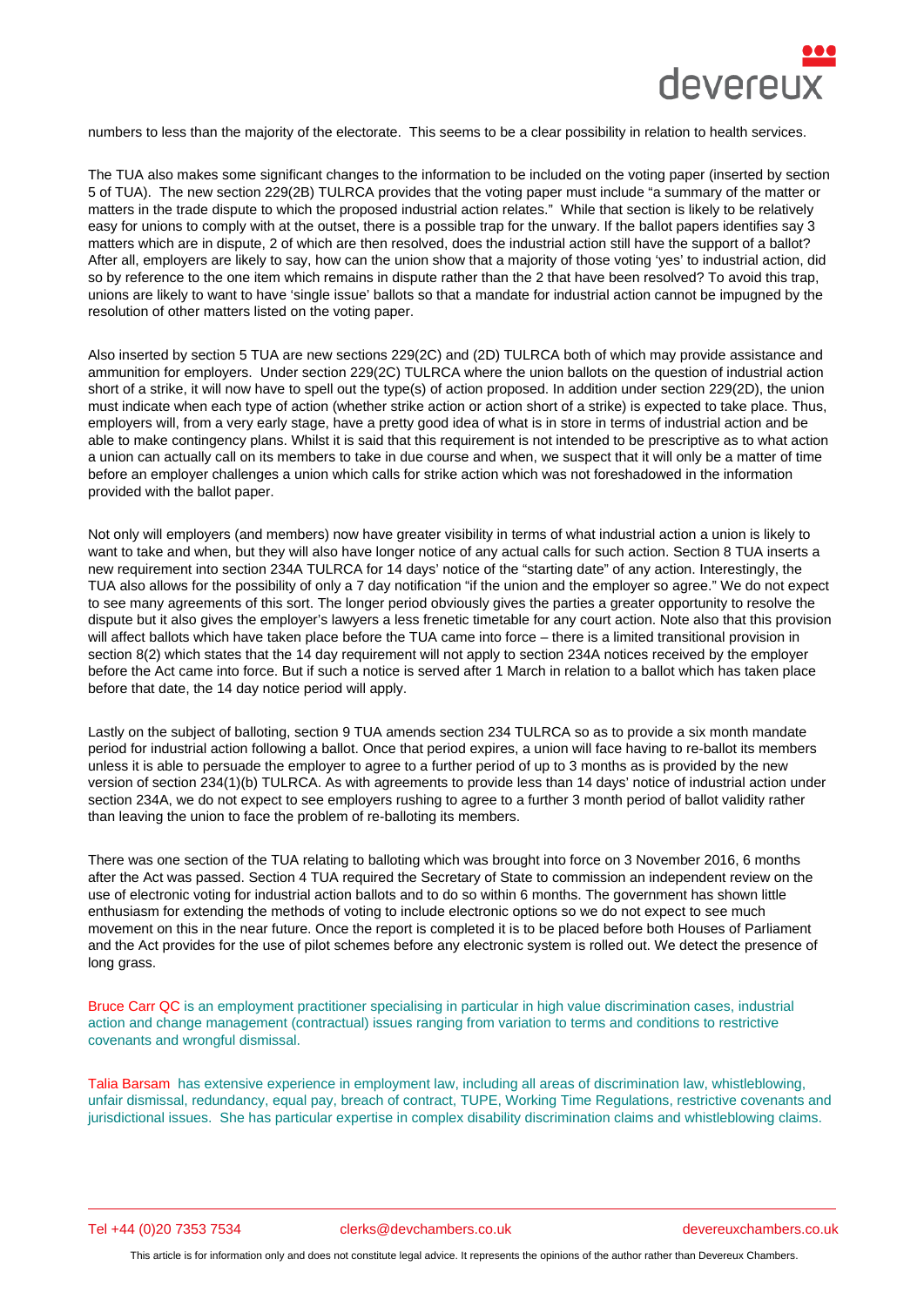numbers to less than the majority of the electorate. This seems to be a clear possibility in relation to health services.

The TUA also makes some significant changes to the information to be included on the voting paper (inserted by section 5 of TUA). The new section 229(2B) TULRCA provides that the voting paper must include "a summary of the matter or matters in the trade dispute to which the proposed industrial action relates." While that section is likely to be relatively easy for unions to comply with at the outset, there is a possible trap for the unwary. If the ballot papers identifies say 3 matters which are in dispute, 2 of which are then resolved, does the industrial action still have the support of a ballot? After all, employers are likely to say, how can the union show that a majority of those voting 'yes' to industrial action, did so by reference to the one item which remains in dispute rather than the 2 that have been resolved? To avoid this trap, unions are likely to want to have 'single issue' ballots so that a mandate for industrial action cannot be impugned by the resolution of other matters listed on the voting paper.

Also inserted by section 5 TUA are new sections 229(2C) and (2D) TULRCA both of which may provide assistance and ammunition for employers. Under section 229(2C) TULRCA where the union ballots on the question of industrial action short of a strike, it will now have to spell out the type(s) of action proposed. In addition under section 229(2D), the union must indicate when each type of action (whether strike action or action short of a strike) is expected to take place. Thus, employers will, from a very early stage, have a pretty good idea of what is in store in terms of industrial action and be able to make contingency plans. Whilst it is said that this requirement is not intended to be prescriptive as to what action a union can actually call on its members to take in due course and when, we suspect that it will only be a matter of time before an employer challenges a union which calls for strike action which was not foreshadowed in the information provided with the ballot paper.

Not only will employers (and members) now have greater visibility in terms of what industrial action a union is likely to want to take and when, but they will also have longer notice of any actual calls for such action. Section 8 TUA inserts a new requirement into section 234A TULRCA for 14 days' notice of the "starting date" of any action. Interestingly, the TUA also allows for the possibility of only a 7 day notification "if the union and the employer so agree." We do not expect to see many agreements of this sort. The longer period obviously gives the parties a greater opportunity to resolve the dispute but it also gives the employer's lawyers a less frenetic timetable for any court action. Note also that this provision will affect ballots which have taken place before the TUA came into force – there is a limited transitional provision in section 8(2) which states that the 14 day requirement will not apply to section 234A notices received by the employer before the Act came into force. But if such a notice is served after 1 March in relation to a ballot which has taken place before that date, the 14 day notice period will apply.

Lastly on the subject of balloting, section 9 TUA amends section 234 TULRCA so as to provide a six month mandate period for industrial action following a ballot. Once that period expires, a union will face having to re-ballot its members unless it is able to persuade the employer to agree to a further period of up to 3 months as is provided by the new version of section 234(1)(b) TULRCA. As with agreements to provide less than 14 days' notice of industrial action under section 234A, we do not expect to see employers rushing to agree to a further 3 month period of ballot validity rather than leaving the union to face the problem of re-balloting its members.

There was one section of the TUA relating to balloting which was brought into force on 3 November 2016, 6 months after the Act was passed. Section 4 TUA required the Secretary of State to commission an independent review on the use of electronic voting for industrial action ballots and to do so within 6 months. The government has shown little enthusiasm for extending the methods of voting to include electronic options so we do not expect to see much movement on this in the near future. Once the report is completed it is to be placed before both Houses of Parliament and the Act provides for the use of pilot schemes before any electronic system is rolled out. We detect the presence of long grass.

Bruce Carr QC is an employment practitioner specialising in particular in high value discrimination cases, industrial action and change management (contractual) issues ranging from variation to terms and conditions to restrictive covenants and wrongful dismissal.

Talia Barsam has extensive experience in employment law, including all areas of discrimination law, whistleblowing, unfair dismissal, redundancy, equal pay, breach of contract, TUPE, Working Time Regulations, restrictive covenants and jurisdictional issues. She has particular expertise in complex disability discrimination claims and whistleblowing claims.